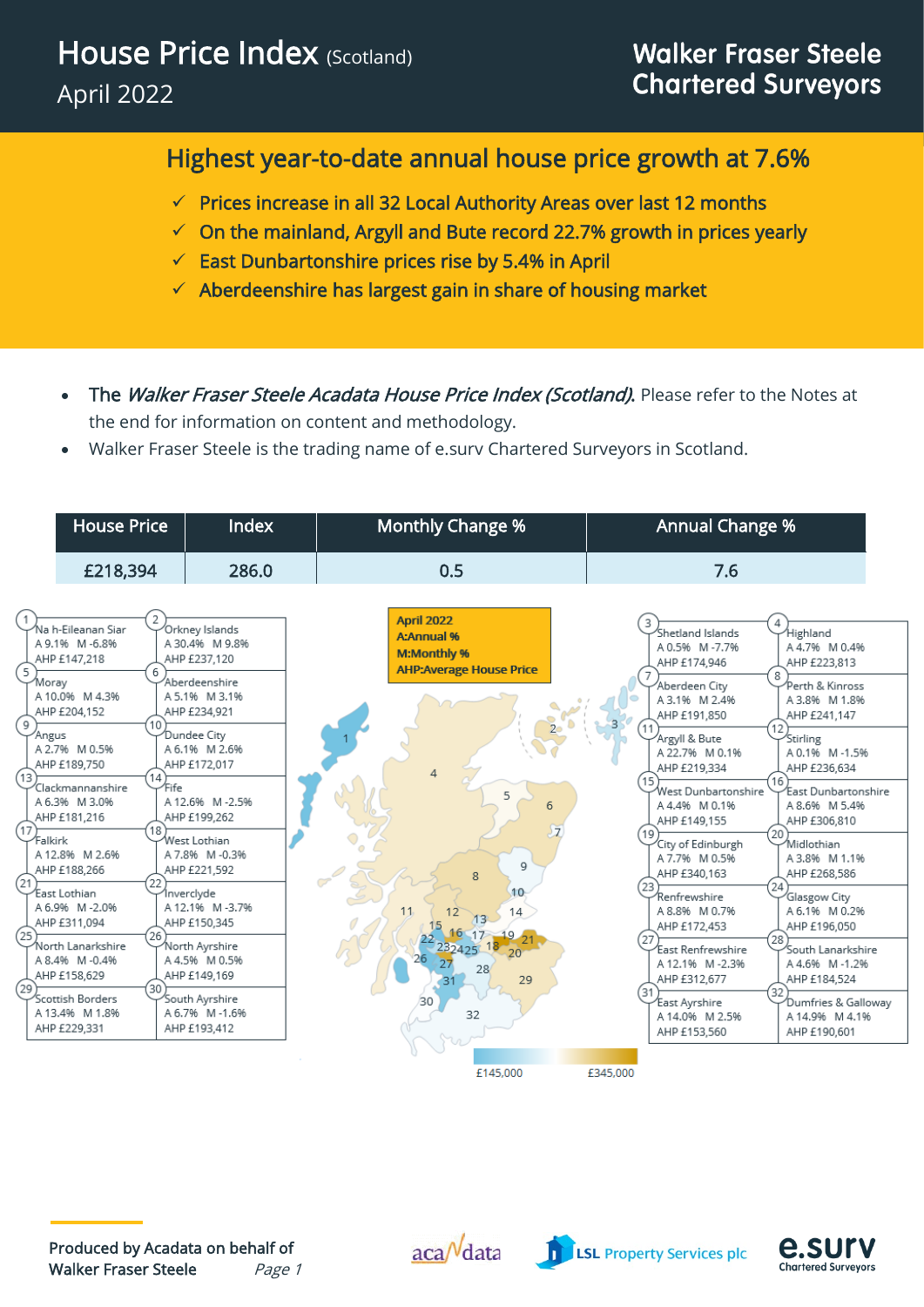# House Price Index (Scotland)

April 2022

**Walker Fraser Steele Chartered Surveyors**

## Highest year-to-date annual house price growth at 7.6%

- ✓ Prices increase in all 32 Local Authority Areas over last 12 months
- ✓ On the mainland, Argyll and Bute record 22.7% growth in prices yearly
- ✓ East Dunbartonshire prices rise by 5.4% in April
- ✓ Aberdeenshire has largest gain in share of housing market

- The *Walker Fraser Steele Acadata House Price Index (Scotland).* Please refer to the Notes at the end for information on content and methodology.
- Walker Fraser Steele is the trading name of e.surv Chartered Surveyors in Scotland.

| House Price | Index | Monthly Change % | Annual Change % |
|---|---|---|---|
| £218,394 | 286.0 | 0.5 | 7.6 |

April 2022
A:Annual %
M:Monthly %
AHP:Average House Price

| No. | Area | A | M | AHP |
|---|---|---|---|---|
| 1 | Na h-Eileanan Siar | 9.1% | -6.8% | £147,218 |
| 2 | Orkney Islands | 30.4% | 9.8% | £237,120 |
| 3 | Shetland Islands | 0.5% | -7.7% | £174,946 |
| 4 | Highland | 4.7% | 0.4% | £223,813 |
| 5 | Moray | 10.0% | 4.3% | £204,152 |
| 6 | Aberdeenshire | 5.1% | 3.1% | £234,921 |
| 7 | Aberdeen City | 3.1% | 2.4% | £191,850 |
| 8 | Perth & Kinross | 3.8% | 1.8% | £241,147 |
| 9 | Angus | 2.7% | 0.5% | £189,750 |
| 10 | Dundee City | 6.1% | 2.6% | £172,017 |
| 11 | Argyll & Bute | 22.7% | 0.1% | £219,334 |
| 12 | Stirling | 0.1% | -1.5% | £236,634 |
| 13 | Clackmannanshire | 6.3% | 3.0% | £181,216 |
| 14 | Fife | 12.6% | -2.5% | £199,262 |
| 15 | West Dunbartonshire | 4.4% | 0.1% | £149,155 |
| 16 | East Dunbartonshire | 8.6% | 5.4% | £306,810 |
| 17 | Falkirk | 12.8% | 2.6% | £188,266 |
| 18 | West Lothian | 7.8% | -0.3% | £221,592 |
| 19 | City of Edinburgh | 7.7% | 0.5% | £340,163 |
| 20 | Midlothian | 3.8% | 1.1% | £268,586 |
| 21 | East Lothian | 6.9% | -2.0% | £311,094 |
| 22 | Inverclyde | 12.1% | -3.7% | £150,345 |
| 23 | Renfrewshire | 8.8% | 0.7% | £172,453 |
| 24 | Glasgow City | 6.1% | 0.2% | £196,050 |
| 25 | North Lanarkshire | 8.4% | -0.4% | £158,629 |
| 26 | North Ayrshire | 4.5% | 0.5% | £149,169 |
| 27 | East Renfrewshire | 12.1% | -2.3% | £312,677 |
| 28 | South Lanarkshire | 4.6% | -1.2% | £184,524 |
| 29 | Scottish Borders | 13.4% | 1.8% | £229,331 |
| 30 | South Ayrshire | 6.7% | -1.6% | £193,412 |
| 31 | East Ayrshire | 14.0% | 2.5% | £153,560 |
| 32 | Dumfries & Galloway | 14.9% | 4.1% | £190,601 |

£145,000 — £345,000

Produced by Acadata on behalf of Walker Fraser Steele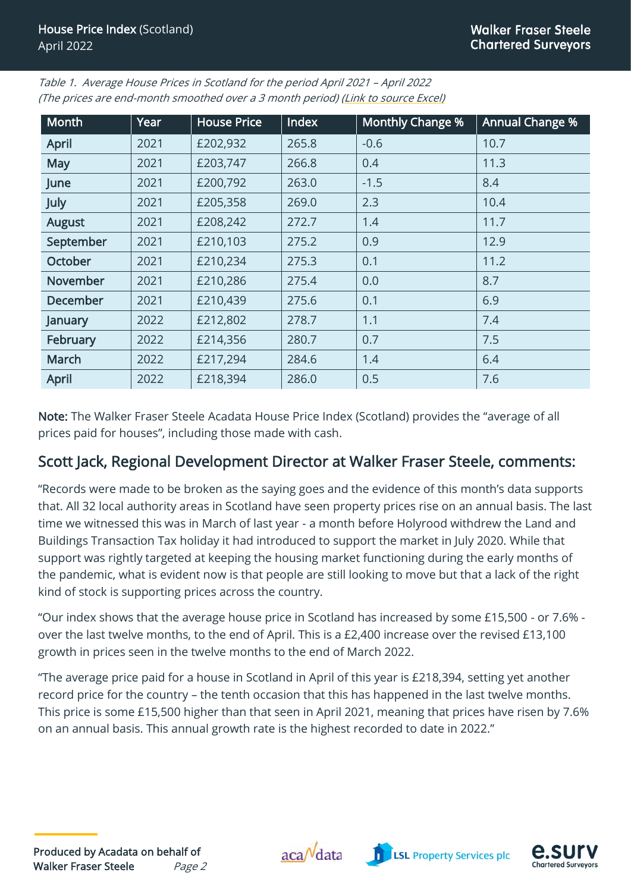*Table 1. Average House Prices in Scotland for the period April 2021 – April 2022*
*(The prices are end-month smoothed over a 3 month period) (Link to source Excel)*

| Month | Year | House Price | Index | Monthly Change % | Annual Change % |
|---|---|---|---|---|---|
| April | 2021 | £202,932 | 265.8 | -0.6 | 10.7 |
| May | 2021 | £203,747 | 266.8 | 0.4 | 11.3 |
| June | 2021 | £200,792 | 263.0 | -1.5 | 8.4 |
| July | 2021 | £205,358 | 269.0 | 2.3 | 10.4 |
| August | 2021 | £208,242 | 272.7 | 1.4 | 11.7 |
| September | 2021 | £210,103 | 275.2 | 0.9 | 12.9 |
| October | 2021 | £210,234 | 275.3 | 0.1 | 11.2 |
| November | 2021 | £210,286 | 275.4 | 0.0 | 8.7 |
| December | 2021 | £210,439 | 275.6 | 0.1 | 6.9 |
| January | 2022 | £212,802 | 278.7 | 1.1 | 7.4 |
| February | 2022 | £214,356 | 280.7 | 0.7 | 7.5 |
| March | 2022 | £217,294 | 284.6 | 1.4 | 6.4 |
| April | 2022 | £218,394 | 286.0 | 0.5 | 7.6 |

**Note:** The Walker Fraser Steele Acadata House Price Index (Scotland) provides the "average of all prices paid for houses", including those made with cash.

## Scott Jack, Regional Development Director at Walker Fraser Steele, comments:

"Records were made to be broken as the saying goes and the evidence of this month's data supports that. All 32 local authority areas in Scotland have seen property prices rise on an annual basis. The last time we witnessed this was in March of last year - a month before Holyrood withdrew the Land and Buildings Transaction Tax holiday it had introduced to support the market in July 2020. While that support was rightly targeted at keeping the housing market functioning during the early months of the pandemic, what is evident now is that people are still looking to move but that a lack of the right kind of stock is supporting prices across the country.

"Our index shows that the average house price in Scotland has increased by some £15,500 - or 7.6% - over the last twelve months, to the end of April. This is a £2,400 increase over the revised £13,100 growth in prices seen in the twelve months to the end of March 2022.

"The average price paid for a house in Scotland in April of this year is £218,394, setting yet another record price for the country – the tenth occasion that this has happened in the last twelve months. This price is some £15,500 higher than that seen in April 2021, meaning that prices have risen by 7.6% on an annual basis. This annual growth rate is the highest recorded to date in 2022."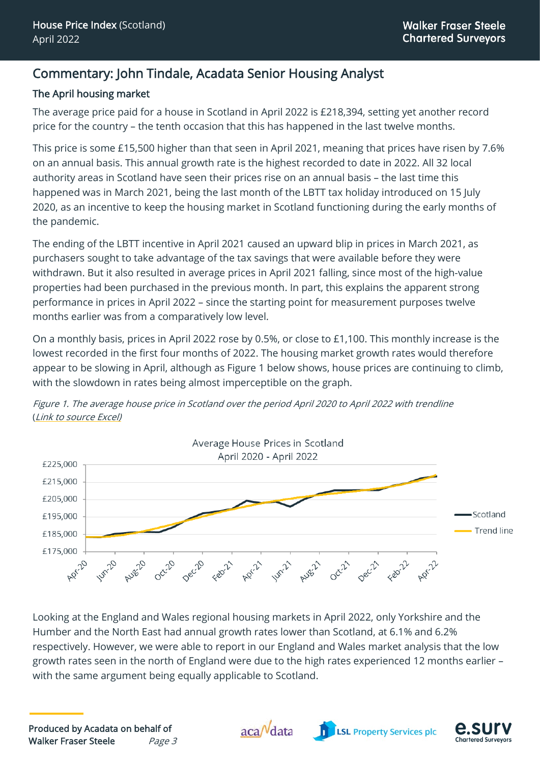## Commentary: John Tindale, Acadata Senior Housing Analyst

### The April housing market

The average price paid for a house in Scotland in April 2022 is £218,394, setting yet another record price for the country – the tenth occasion that this has happened in the last twelve months.

This price is some £15,500 higher than that seen in April 2021, meaning that prices have risen by 7.6% on an annual basis. This annual growth rate is the highest recorded to date in 2022. All 32 local authority areas in Scotland have seen their prices rise on an annual basis – the last time this happened was in March 2021, being the last month of the LBTT tax holiday introduced on 15 July 2020, as an incentive to keep the housing market in Scotland functioning during the early months of the pandemic.

The ending of the LBTT incentive in April 2021 caused an upward blip in prices in March 2021, as purchasers sought to take advantage of the tax savings that were available before they were withdrawn. But it also resulted in average prices in April 2021 falling, since most of the high-value properties had been purchased in the previous month. In part, this explains the apparent strong performance in prices in April 2022 – since the starting point for measurement purposes twelve months earlier was from a comparatively low level.

On a monthly basis, prices in April 2022 rose by 0.5%, or close to £1,100. This monthly increase is the lowest recorded in the first four months of 2022. The housing market growth rates would therefore appear to be slowing in April, although as Figure 1 below shows, house prices are continuing to climb, with the slowdown in rates being almost imperceptible on the graph.

*Figure 1. The average house price in Scotland over the period April 2020 to April 2022 with trendline* (*Link to source Excel*)

Looking at the England and Wales regional housing markets in April 2022, only Yorkshire and the Humber and the North East had annual growth rates lower than Scotland, at 6.1% and 6.2% respectively. However, we were able to report in our England and Wales market analysis that the low growth rates seen in the north of England were due to the high rates experienced 12 months earlier – with the same argument being equally applicable to Scotland.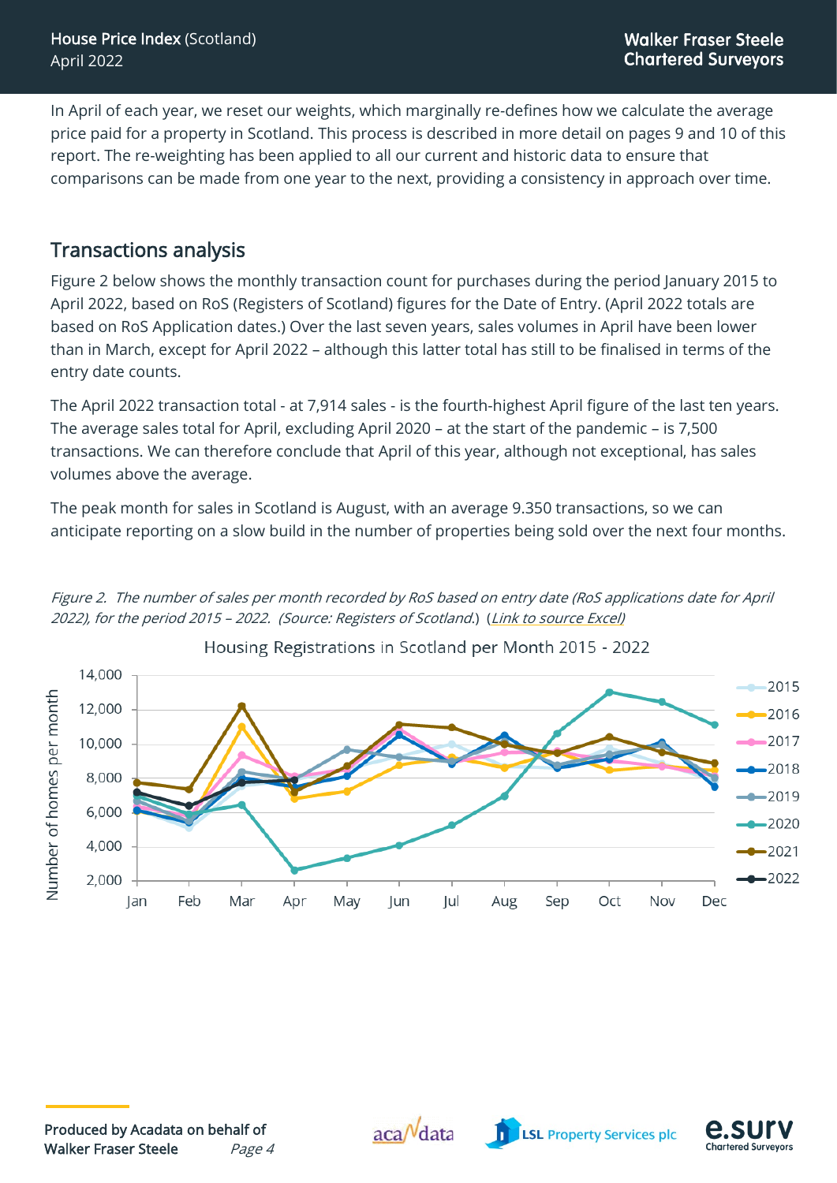In April of each year, we reset our weights, which marginally re-defines how we calculate the average price paid for a property in Scotland. This process is described in more detail on pages 9 and 10 of this report. The re-weighting has been applied to all our current and historic data to ensure that comparisons can be made from one year to the next, providing a consistency in approach over time.

## Transactions analysis

Figure 2 below shows the monthly transaction count for purchases during the period January 2015 to April 2022, based on RoS (Registers of Scotland) figures for the Date of Entry. (April 2022 totals are based on RoS Application dates.) Over the last seven years, sales volumes in April have been lower than in March, except for April 2022 – although this latter total has still to be finalised in terms of the entry date counts.

The April 2022 transaction total - at 7,914 sales - is the fourth-highest April figure of the last ten years. The average sales total for April, excluding April 2020 – at the start of the pandemic – is 7,500 transactions. We can therefore conclude that April of this year, although not exceptional, has sales volumes above the average.

The peak month for sales in Scotland is August, with an average 9.350 transactions, so we can anticipate reporting on a slow build in the number of properties being sold over the next four months.

*Figure 2. The number of sales per month recorded by RoS based on entry date (RoS applications date for April 2022), for the period 2015 – 2022. (Source: Registers of Scotland.)* (*Link to source Excel)*

Housing Registrations in Scotland per Month 2015 - 2022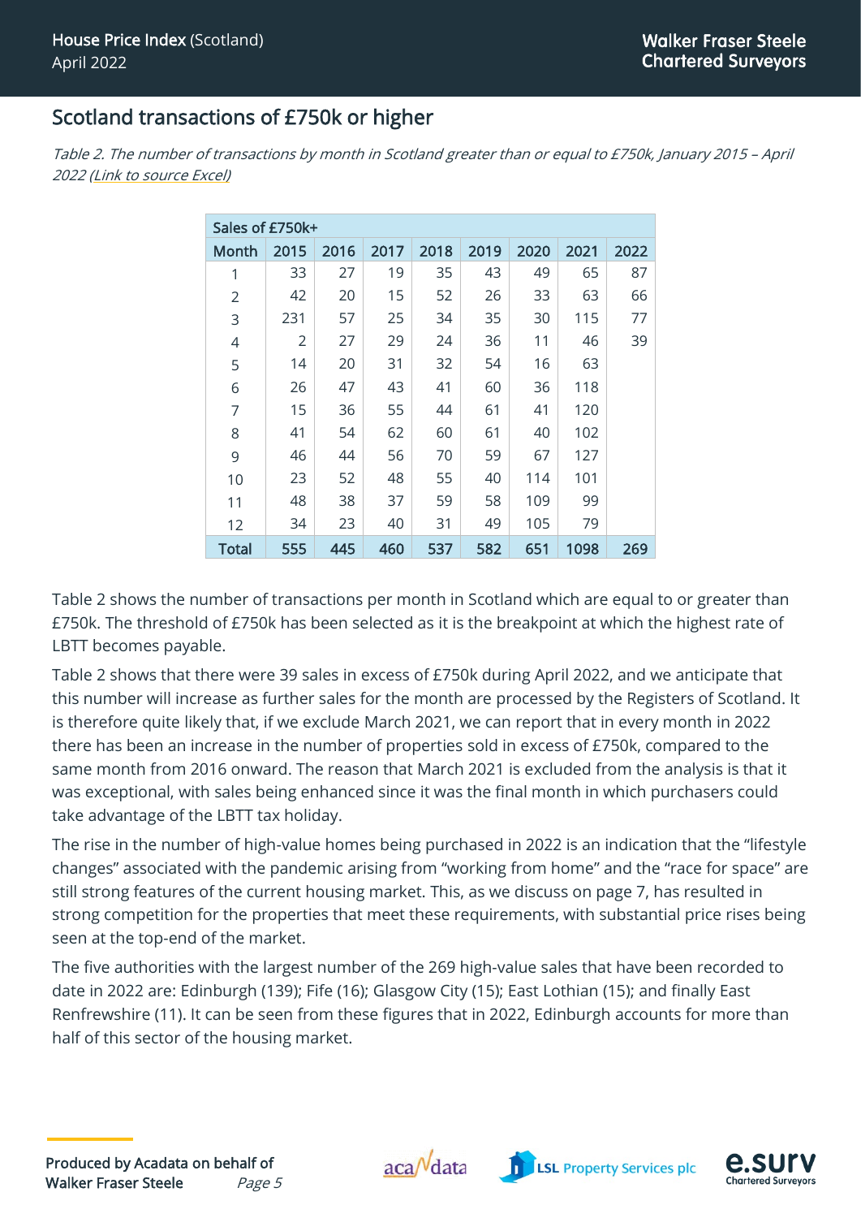## Scotland transactions of £750k or higher

*Table 2. The number of transactions by month in Scotland greater than or equal to £750k, January 2015 – April 2022 (Link to source Excel)*

| Sales of £750k+ | | | | | | | | |
|---|---|---|---|---|---|---|---|---|
| Month | 2015 | 2016 | 2017 | 2018 | 2019 | 2020 | 2021 | 2022 |
| 1 | 33 | 27 | 19 | 35 | 43 | 49 | 65 | 87 |
| 2 | 42 | 20 | 15 | 52 | 26 | 33 | 63 | 66 |
| 3 | 231 | 57 | 25 | 34 | 35 | 30 | 115 | 77 |
| 4 | 2 | 27 | 29 | 24 | 36 | 11 | 46 | 39 |
| 5 | 14 | 20 | 31 | 32 | 54 | 16 | 63 | |
| 6 | 26 | 47 | 43 | 41 | 60 | 36 | 118 | |
| 7 | 15 | 36 | 55 | 44 | 61 | 41 | 120 | |
| 8 | 41 | 54 | 62 | 60 | 61 | 40 | 102 | |
| 9 | 46 | 44 | 56 | 70 | 59 | 67 | 127 | |
| 10 | 23 | 52 | 48 | 55 | 40 | 114 | 101 | |
| 11 | 48 | 38 | 37 | 59 | 58 | 109 | 99 | |
| 12 | 34 | 23 | 40 | 31 | 49 | 105 | 79 | |
| **Total** | **555** | **445** | **460** | **537** | **582** | **651** | **1098** | **269** |

Table 2 shows the number of transactions per month in Scotland which are equal to or greater than £750k. The threshold of £750k has been selected as it is the breakpoint at which the highest rate of LBTT becomes payable.

Table 2 shows that there were 39 sales in excess of £750k during April 2022, and we anticipate that this number will increase as further sales for the month are processed by the Registers of Scotland. It is therefore quite likely that, if we exclude March 2021, we can report that in every month in 2022 there has been an increase in the number of properties sold in excess of £750k, compared to the same month from 2016 onward. The reason that March 2021 is excluded from the analysis is that it was exceptional, with sales being enhanced since it was the final month in which purchasers could take advantage of the LBTT tax holiday.

The rise in the number of high-value homes being purchased in 2022 is an indication that the "lifestyle changes" associated with the pandemic arising from "working from home" and the "race for space" are still strong features of the current housing market. This, as we discuss on page 7, has resulted in strong competition for the properties that meet these requirements, with substantial price rises being seen at the top-end of the market.

The five authorities with the largest number of the 269 high-value sales that have been recorded to date in 2022 are: Edinburgh (139); Fife (16); Glasgow City (15); East Lothian (15); and finally East Renfrewshire (11). It can be seen from these figures that in 2022, Edinburgh accounts for more than half of this sector of the housing market.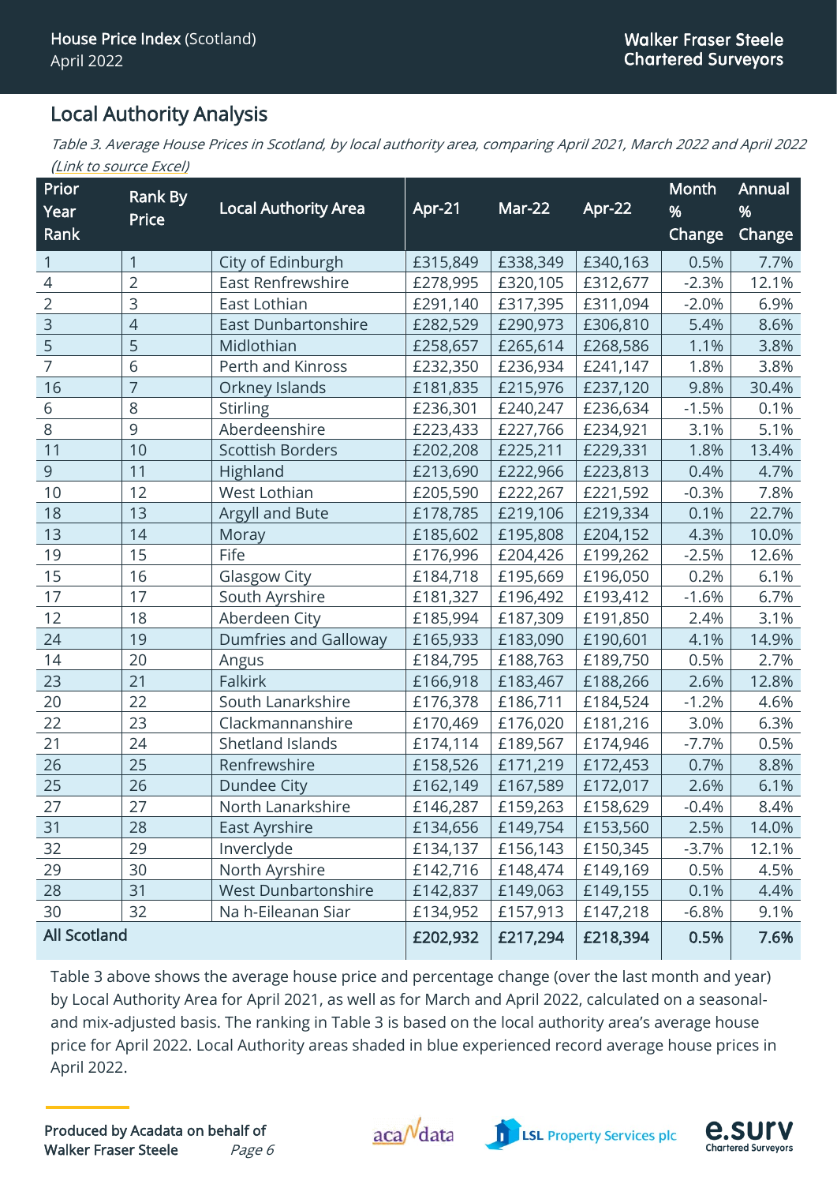## Local Authority Analysis

*Table 3. Average House Prices in Scotland, by local authority area, comparing April 2021, March 2022 and April 2022 (Link to source Excel)*

| Prior Year Rank | Rank By Price | Local Authority Area | Apr-21 | Mar-22 | Apr-22 | Month % Change | Annual % Change |
|---|---|---|---|---|---|---|---|
| 1 | 1 | City of Edinburgh | £315,849 | £338,349 | £340,163 | 0.5% | 7.7% |
| 4 | 2 | East Renfrewshire | £278,995 | £320,105 | £312,677 | -2.3% | 12.1% |
| 2 | 3 | East Lothian | £291,140 | £317,395 | £311,094 | -2.0% | 6.9% |
| 3 | 4 | East Dunbartonshire | £282,529 | £290,973 | £306,810 | 5.4% | 8.6% |
| 5 | 5 | Midlothian | £258,657 | £265,614 | £268,586 | 1.1% | 3.8% |
| 7 | 6 | Perth and Kinross | £232,350 | £236,934 | £241,147 | 1.8% | 3.8% |
| 16 | 7 | Orkney Islands | £181,835 | £215,976 | £237,120 | 9.8% | 30.4% |
| 6 | 8 | Stirling | £236,301 | £240,247 | £236,634 | -1.5% | 0.1% |
| 8 | 9 | Aberdeenshire | £223,433 | £227,766 | £234,921 | 3.1% | 5.1% |
| 11 | 10 | Scottish Borders | £202,208 | £225,211 | £229,331 | 1.8% | 13.4% |
| 9 | 11 | Highland | £213,690 | £222,966 | £223,813 | 0.4% | 4.7% |
| 10 | 12 | West Lothian | £205,590 | £222,267 | £221,592 | -0.3% | 7.8% |
| 18 | 13 | Argyll and Bute | £178,785 | £219,106 | £219,334 | 0.1% | 22.7% |
| 13 | 14 | Moray | £185,602 | £195,808 | £204,152 | 4.3% | 10.0% |
| 19 | 15 | Fife | £176,996 | £204,426 | £199,262 | -2.5% | 12.6% |
| 15 | 16 | Glasgow City | £184,718 | £195,669 | £196,050 | 0.2% | 6.1% |
| 17 | 17 | South Ayrshire | £181,327 | £196,492 | £193,412 | -1.6% | 6.7% |
| 12 | 18 | Aberdeen City | £185,994 | £187,309 | £191,850 | 2.4% | 3.1% |
| 24 | 19 | Dumfries and Galloway | £165,933 | £183,090 | £190,601 | 4.1% | 14.9% |
| 14 | 20 | Angus | £184,795 | £188,763 | £189,750 | 0.5% | 2.7% |
| 23 | 21 | Falkirk | £166,918 | £183,467 | £188,266 | 2.6% | 12.8% |
| 20 | 22 | South Lanarkshire | £176,378 | £186,711 | £184,524 | -1.2% | 4.6% |
| 22 | 23 | Clackmannanshire | £170,469 | £176,020 | £181,216 | 3.0% | 6.3% |
| 21 | 24 | Shetland Islands | £174,114 | £189,567 | £174,946 | -7.7% | 0.5% |
| 26 | 25 | Renfrewshire | £158,526 | £171,219 | £172,453 | 0.7% | 8.8% |
| 25 | 26 | Dundee City | £162,149 | £167,589 | £172,017 | 2.6% | 6.1% |
| 27 | 27 | North Lanarkshire | £146,287 | £159,263 | £158,629 | -0.4% | 8.4% |
| 31 | 28 | East Ayrshire | £134,656 | £149,754 | £153,560 | 2.5% | 14.0% |
| 32 | 29 | Inverclyde | £134,137 | £156,143 | £150,345 | -3.7% | 12.1% |
| 29 | 30 | North Ayrshire | £142,716 | £148,474 | £149,169 | 0.5% | 4.5% |
| 28 | 31 | West Dunbartonshire | £142,837 | £149,063 | £149,155 | 0.1% | 4.4% |
| 30 | 32 | Na h-Eileanan Siar | £134,952 | £157,913 | £147,218 | -6.8% | 9.1% |
| **All Scotland** | | | **£202,932** | **£217,294** | **£218,394** | **0.5%** | **7.6%** |

Table 3 above shows the average house price and percentage change (over the last month and year) by Local Authority Area for April 2021, as well as for March and April 2022, calculated on a seasonal- and mix-adjusted basis. The ranking in Table 3 is based on the local authority area's average house price for April 2022. Local Authority areas shaded in blue experienced record average house prices in April 2022.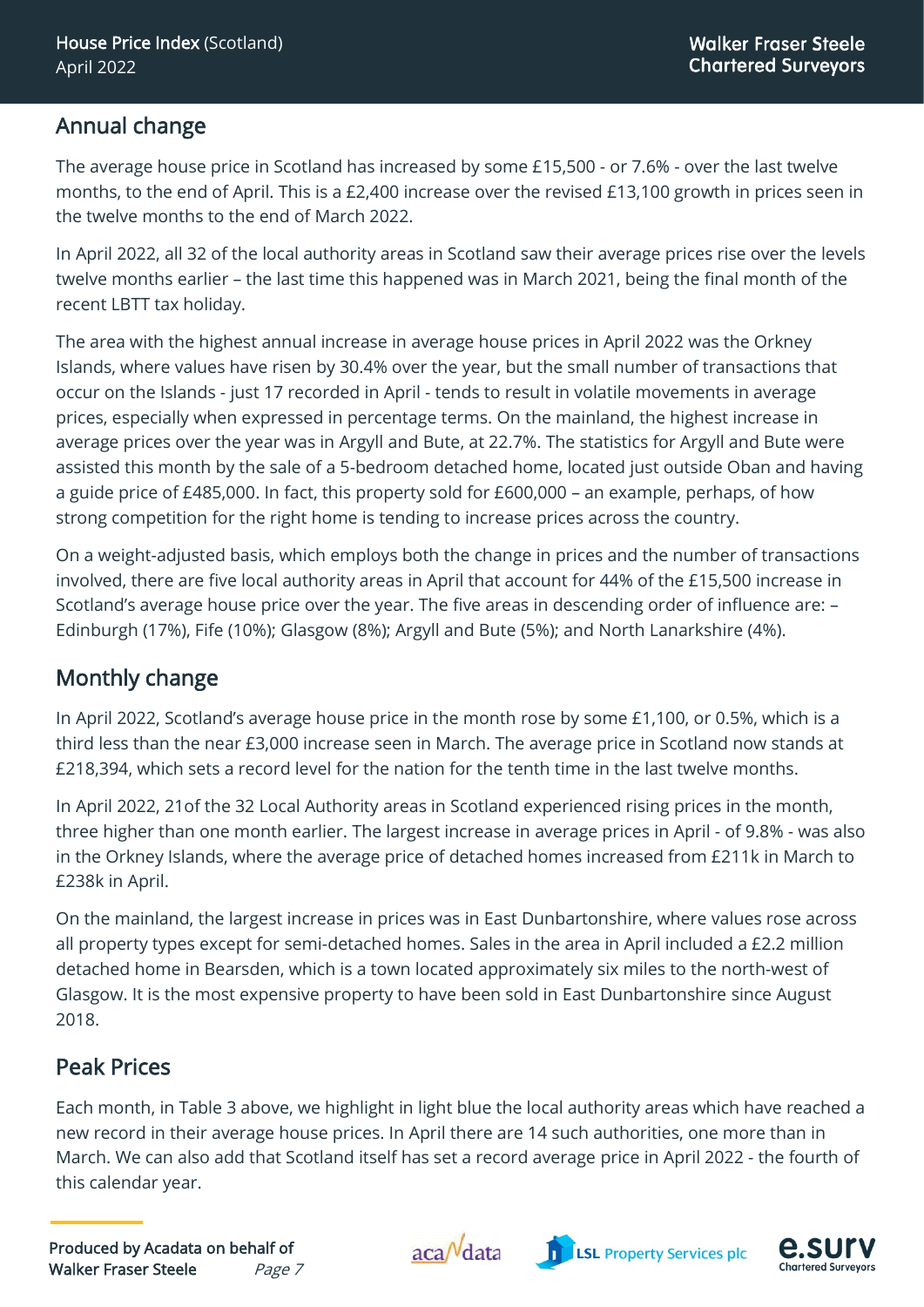## Annual change

The average house price in Scotland has increased by some £15,500 - or 7.6% - over the last twelve months, to the end of April. This is a £2,400 increase over the revised £13,100 growth in prices seen in the twelve months to the end of March 2022.

In April 2022, all 32 of the local authority areas in Scotland saw their average prices rise over the levels twelve months earlier – the last time this happened was in March 2021, being the final month of the recent LBTT tax holiday.

The area with the highest annual increase in average house prices in April 2022 was the Orkney Islands, where values have risen by 30.4% over the year, but the small number of transactions that occur on the Islands - just 17 recorded in April - tends to result in volatile movements in average prices, especially when expressed in percentage terms. On the mainland, the highest increase in average prices over the year was in Argyll and Bute, at 22.7%. The statistics for Argyll and Bute were assisted this month by the sale of a 5-bedroom detached home, located just outside Oban and having a guide price of £485,000. In fact, this property sold for £600,000 – an example, perhaps, of how strong competition for the right home is tending to increase prices across the country.

On a weight-adjusted basis, which employs both the change in prices and the number of transactions involved, there are five local authority areas in April that account for 44% of the £15,500 increase in Scotland's average house price over the year. The five areas in descending order of influence are: – Edinburgh (17%), Fife (10%); Glasgow (8%); Argyll and Bute (5%); and North Lanarkshire (4%).

## Monthly change

In April 2022, Scotland's average house price in the month rose by some £1,100, or 0.5%, which is a third less than the near £3,000 increase seen in March. The average price in Scotland now stands at £218,394, which sets a record level for the nation for the tenth time in the last twelve months.

In April 2022, 21of the 32 Local Authority areas in Scotland experienced rising prices in the month, three higher than one month earlier. The largest increase in average prices in April - of 9.8% - was also in the Orkney Islands, where the average price of detached homes increased from £211k in March to £238k in April.

On the mainland, the largest increase in prices was in East Dunbartonshire, where values rose across all property types except for semi-detached homes. Sales in the area in April included a £2.2 million detached home in Bearsden, which is a town located approximately six miles to the north-west of Glasgow. It is the most expensive property to have been sold in East Dunbartonshire since August 2018.

## Peak Prices

Each month, in Table 3 above, we highlight in light blue the local authority areas which have reached a new record in their average house prices. In April there are 14 such authorities, one more than in March. We can also add that Scotland itself has set a record average price in April 2022 - the fourth of this calendar year.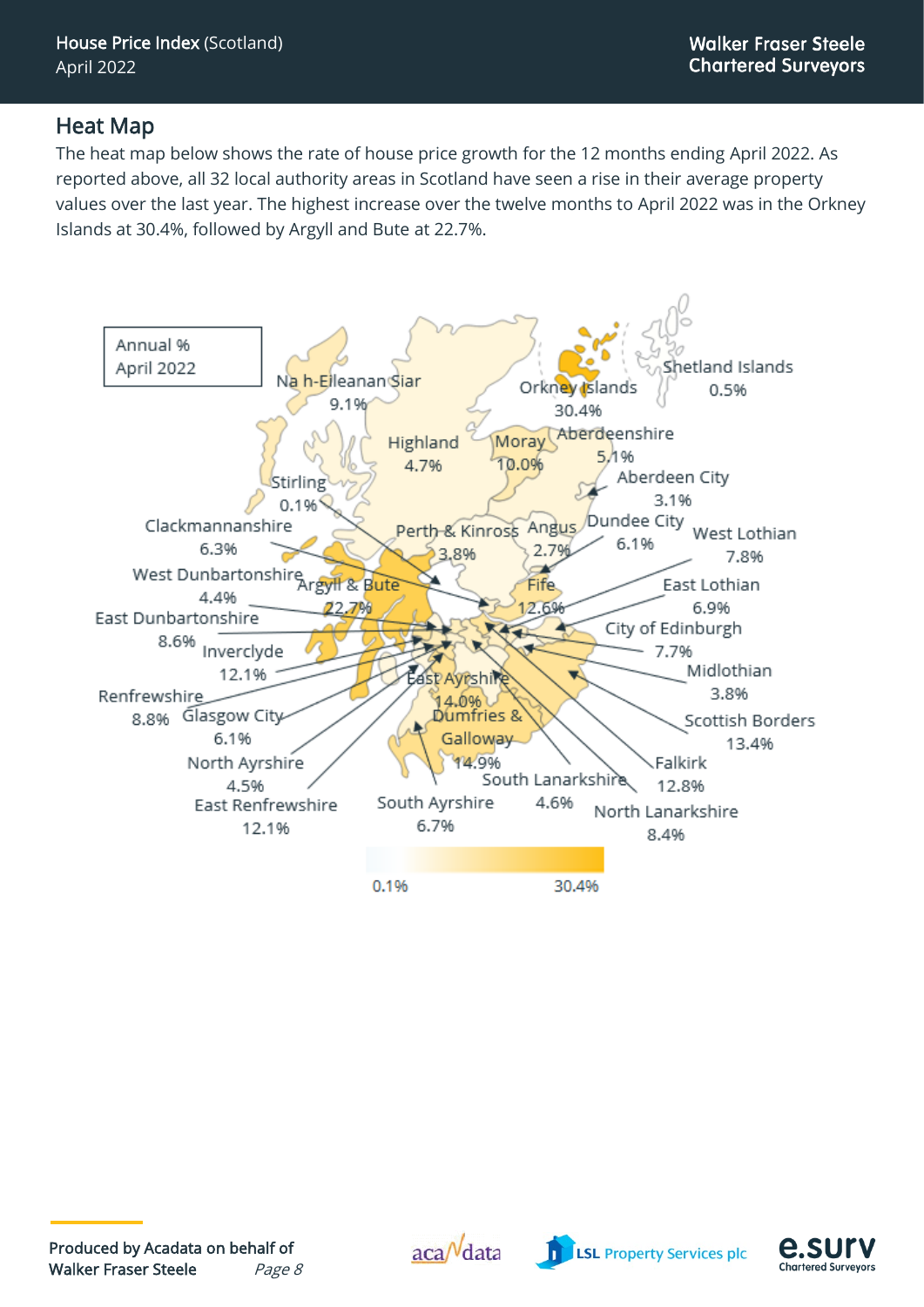## Heat Map

The heat map below shows the rate of house price growth for the 12 months ending April 2022. As reported above, all 32 local authority areas in Scotland have seen a rise in their average property values over the last year. The highest increase over the twelve months to April 2022 was in the Orkney Islands at 30.4%, followed by Argyll and Bute at 22.7%.

Annual %
April 2022

| Area | Annual % |
|---|---|
| Na h-Eileanan Siar | 9.1% |
| Orkney Islands | 30.4% |
| Shetland Islands | 0.5% |
| Highland | 4.7% |
| Moray | 10.0% |
| Aberdeenshire | 5.1% |
| Aberdeen City | 3.1% |
| Stirling | 0.1% |
| Clackmannanshire | 6.3% |
| Perth & Kinross | 3.8% |
| Angus | 2.7% |
| Dundee City | 6.1% |
| West Lothian | 7.8% |
| West Dunbartonshire | 4.4% |
| Argyll & Bute | 22.7% |
| Fife | 12.6% |
| East Lothian | 6.9% |
| East Dunbartonshire | 8.6% |
| City of Edinburgh | 7.7% |
| Inverclyde | 12.1% |
| Midlothian | 3.8% |
| East Ayrshire | 14.0% |
| Renfrewshire | 8.8% |
| Glasgow City | 6.1% |
| Dumfries & Galloway | 14.9% |
| Scottish Borders | 13.4% |
| North Ayrshire | 4.5% |
| Falkirk | 12.8% |
| South Lanarkshire | 4.6% |
| East Renfrewshire | 12.1% |
| South Ayrshire | 6.7% |
| North Lanarkshire | 8.4% |

Scale: 0.1% – 30.4%

Produced by Acadata on behalf of Walker Fraser Steele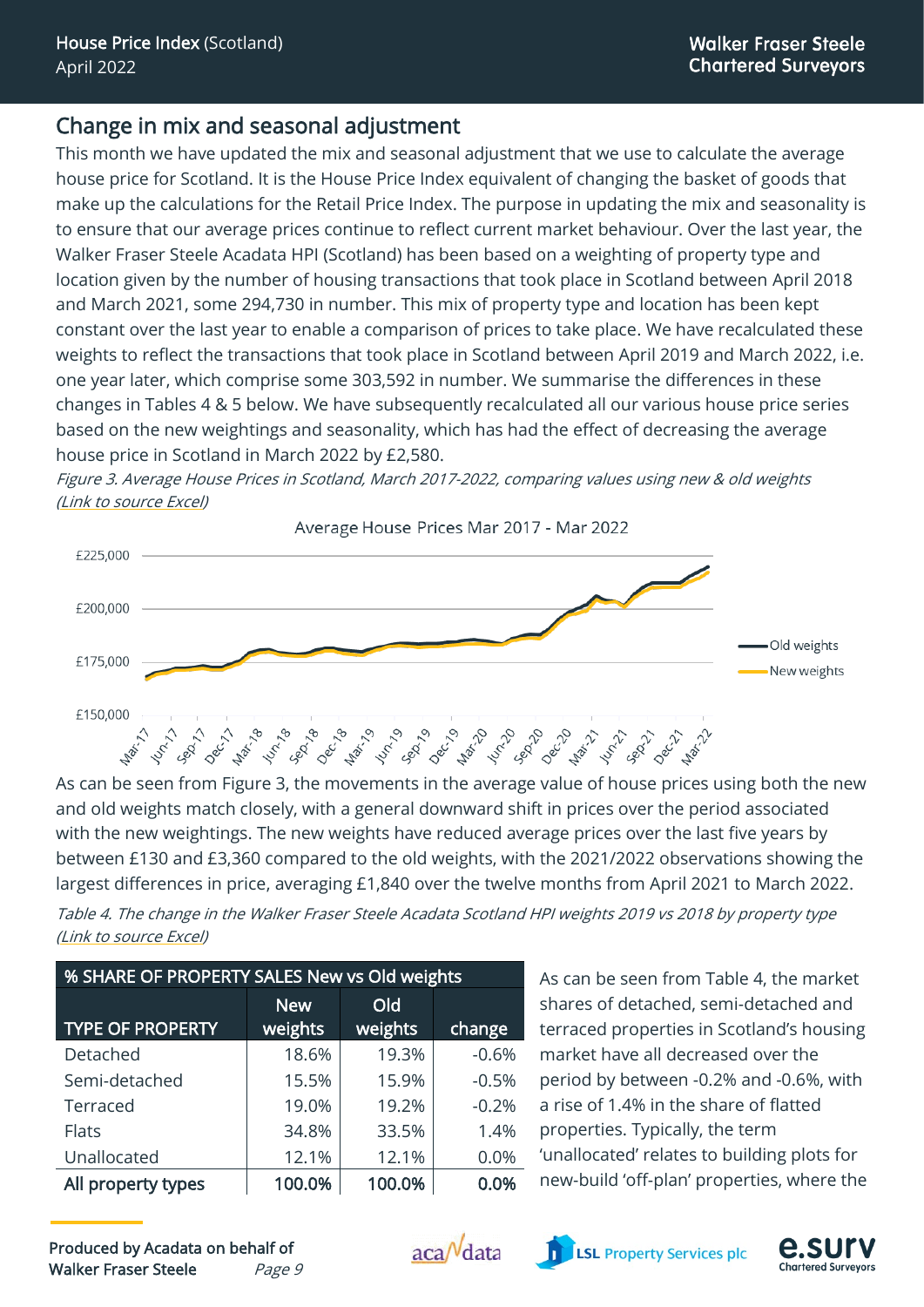## Change in mix and seasonal adjustment

This month we have updated the mix and seasonal adjustment that we use to calculate the average house price for Scotland. It is the House Price Index equivalent of changing the basket of goods that make up the calculations for the Retail Price Index. The purpose in updating the mix and seasonality is to ensure that our average prices continue to reflect current market behaviour. Over the last year, the Walker Fraser Steele Acadata HPI (Scotland) has been based on a weighting of property type and location given by the number of housing transactions that took place in Scotland between April 2018 and March 2021, some 294,730 in number. This mix of property type and location has been kept constant over the last year to enable a comparison of prices to take place. We have recalculated these weights to reflect the transactions that took place in Scotland between April 2019 and March 2022, i.e. one year later, which comprise some 303,592 in number. We summarise the differences in these changes in Tables 4 & 5 below. We have subsequently recalculated all our various house price series based on the new weightings and seasonality, which has had the effect of decreasing the average house price in Scotland in March 2022 by £2,580.

*Figure 3. Average House Prices in Scotland, March 2017-2022, comparing values using new & old weights (Link to source Excel)*

As can be seen from Figure 3, the movements in the average value of house prices using both the new and old weights match closely, with a general downward shift in prices over the period associated with the new weightings. The new weights have reduced average prices over the last five years by between £130 and £3,360 compared to the old weights, with the 2021/2022 observations showing the largest differences in price, averaging £1,840 over the twelve months from April 2021 to March 2022.

*Table 4. The change in the Walker Fraser Steele Acadata Scotland HPI weights 2019 vs 2018 by property type (Link to source Excel)*

| % SHARE OF PROPERTY SALES New vs Old weights | | | |
|---|---|---|---|
| TYPE OF PROPERTY | New weights | Old weights | change |
| Detached | 18.6% | 19.3% | -0.6% |
| Semi-detached | 15.5% | 15.9% | -0.5% |
| Terraced | 19.0% | 19.2% | -0.2% |
| Flats | 34.8% | 33.5% | 1.4% |
| Unallocated | 12.1% | 12.1% | 0.0% |
| **All property types** | **100.0%** | **100.0%** | **0.0%** |

As can be seen from Table 4, the market shares of detached, semi-detached and terraced properties in Scotland's housing market have all decreased over the period by between -0.2% and -0.6%, with a rise of 1.4% in the share of flatted properties. Typically, the term 'unallocated' relates to building plots for new-build 'off-plan' properties, where the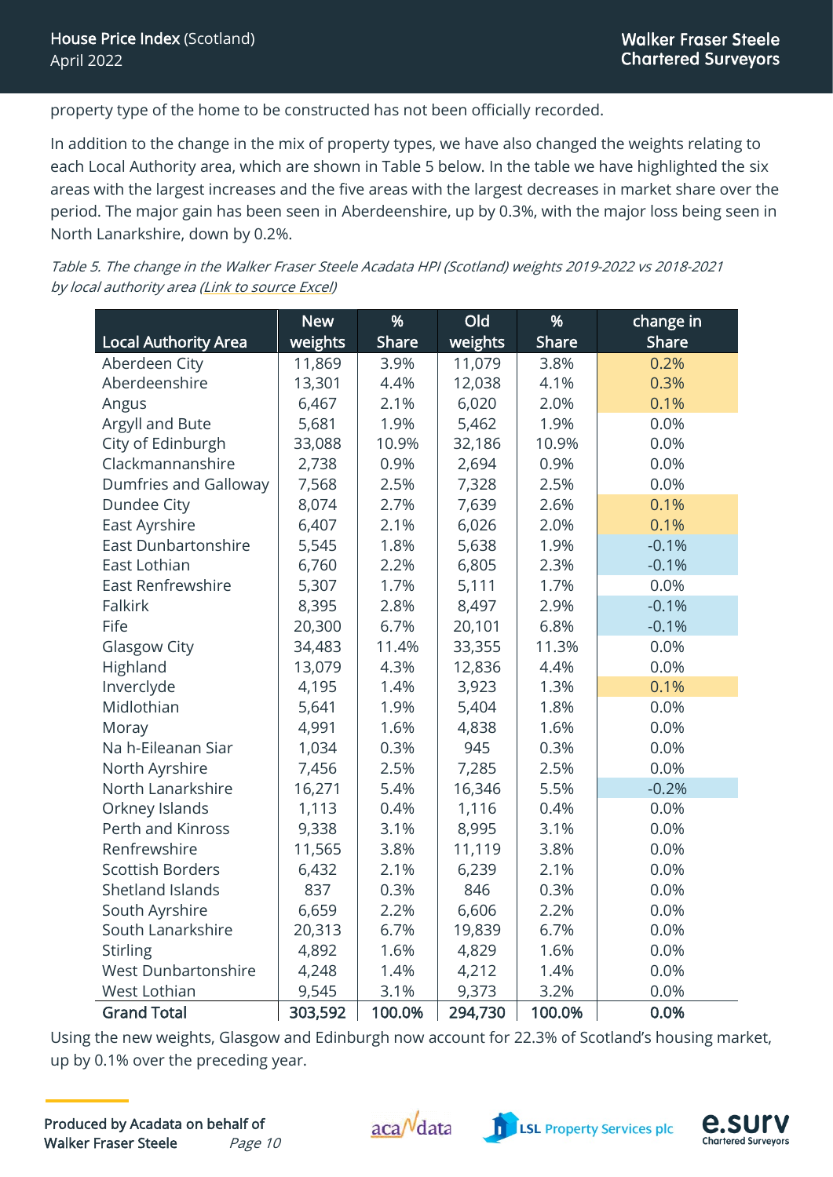property type of the home to be constructed has not been officially recorded.

In addition to the change in the mix of property types, we have also changed the weights relating to each Local Authority area, which are shown in Table 5 below. In the table we have highlighted the six areas with the largest increases and the five areas with the largest decreases in market share over the period. The major gain has been seen in Aberdeenshire, up by 0.3%, with the major loss being seen in North Lanarkshire, down by 0.2%.

*Table 5. The change in the Walker Fraser Steele Acadata HPI (Scotland) weights 2019-2022 vs 2018-2021 by local authority area (Link to source Excel)*

| Local Authority Area | New weights | % Share | Old weights | % Share | change in Share |
|---|---|---|---|---|---|
| Aberdeen City | 11,869 | 3.9% | 11,079 | 3.8% | 0.2% |
| Aberdeenshire | 13,301 | 4.4% | 12,038 | 4.1% | 0.3% |
| Angus | 6,467 | 2.1% | 6,020 | 2.0% | 0.1% |
| Argyll and Bute | 5,681 | 1.9% | 5,462 | 1.9% | 0.0% |
| City of Edinburgh | 33,088 | 10.9% | 32,186 | 10.9% | 0.0% |
| Clackmannanshire | 2,738 | 0.9% | 2,694 | 0.9% | 0.0% |
| Dumfries and Galloway | 7,568 | 2.5% | 7,328 | 2.5% | 0.0% |
| Dundee City | 8,074 | 2.7% | 7,639 | 2.6% | 0.1% |
| East Ayrshire | 6,407 | 2.1% | 6,026 | 2.0% | 0.1% |
| East Dunbartonshire | 5,545 | 1.8% | 5,638 | 1.9% | -0.1% |
| East Lothian | 6,760 | 2.2% | 6,805 | 2.3% | -0.1% |
| East Renfrewshire | 5,307 | 1.7% | 5,111 | 1.7% | 0.0% |
| Falkirk | 8,395 | 2.8% | 8,497 | 2.9% | -0.1% |
| Fife | 20,300 | 6.7% | 20,101 | 6.8% | -0.1% |
| Glasgow City | 34,483 | 11.4% | 33,355 | 11.3% | 0.0% |
| Highland | 13,079 | 4.3% | 12,836 | 4.4% | 0.0% |
| Inverclyde | 4,195 | 1.4% | 3,923 | 1.3% | 0.1% |
| Midlothian | 5,641 | 1.9% | 5,404 | 1.8% | 0.0% |
| Moray | 4,991 | 1.6% | 4,838 | 1.6% | 0.0% |
| Na h-Eileanan Siar | 1,034 | 0.3% | 945 | 0.3% | 0.0% |
| North Ayrshire | 7,456 | 2.5% | 7,285 | 2.5% | 0.0% |
| North Lanarkshire | 16,271 | 5.4% | 16,346 | 5.5% | -0.2% |
| Orkney Islands | 1,113 | 0.4% | 1,116 | 0.4% | 0.0% |
| Perth and Kinross | 9,338 | 3.1% | 8,995 | 3.1% | 0.0% |
| Renfrewshire | 11,565 | 3.8% | 11,119 | 3.8% | 0.0% |
| Scottish Borders | 6,432 | 2.1% | 6,239 | 2.1% | 0.0% |
| Shetland Islands | 837 | 0.3% | 846 | 0.3% | 0.0% |
| South Ayrshire | 6,659 | 2.2% | 6,606 | 2.2% | 0.0% |
| South Lanarkshire | 20,313 | 6.7% | 19,839 | 6.7% | 0.0% |
| Stirling | 4,892 | 1.6% | 4,829 | 1.6% | 0.0% |
| West Dunbartonshire | 4,248 | 1.4% | 4,212 | 1.4% | 0.0% |
| West Lothian | 9,545 | 3.1% | 9,373 | 3.2% | 0.0% |
| **Grand Total** | **303,592** | **100.0%** | **294,730** | **100.0%** | **0.0%** |

Using the new weights, Glasgow and Edinburgh now account for 22.3% of Scotland's housing market, up by 0.1% over the preceding year.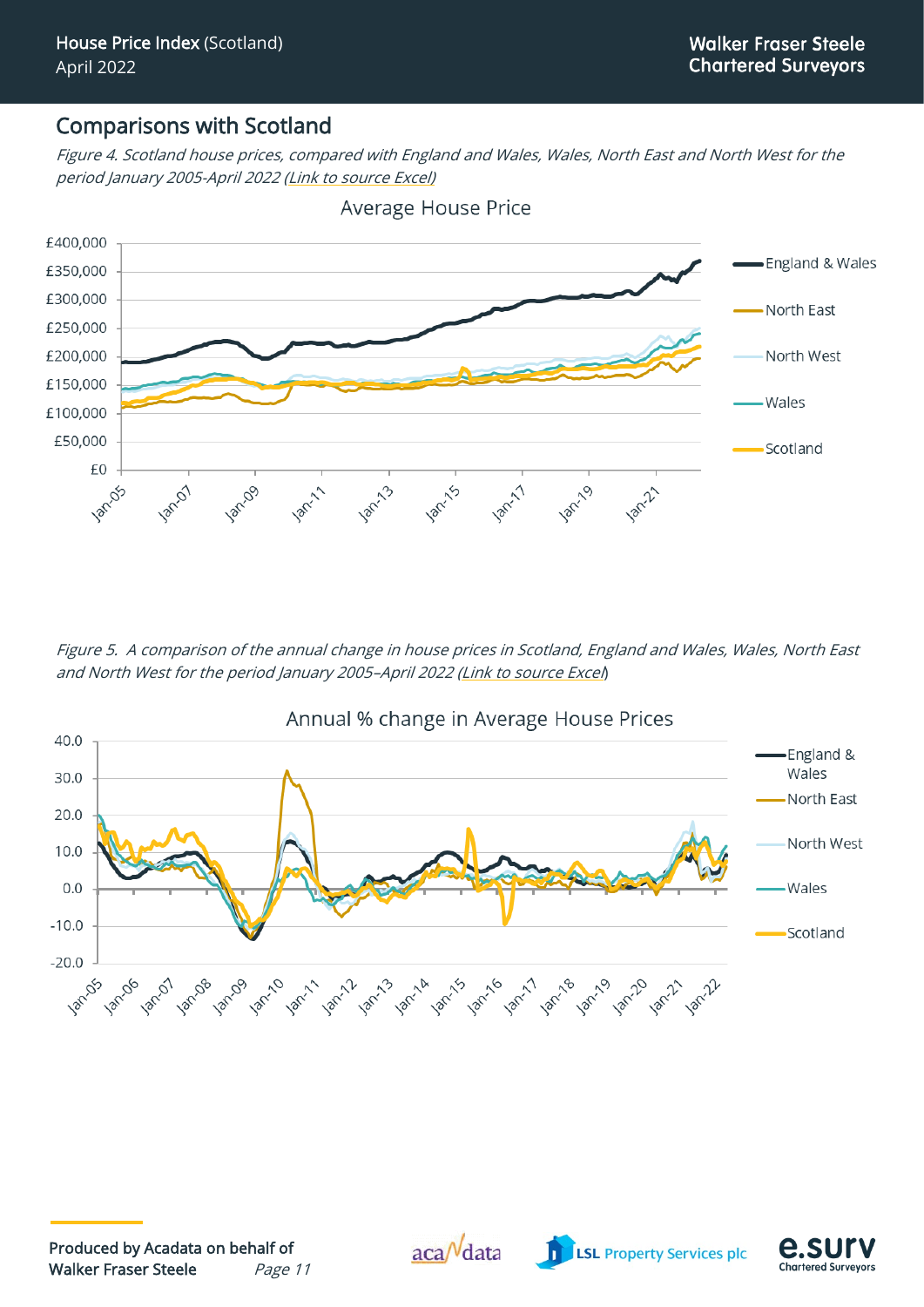## Comparisons with Scotland

*Figure 4. Scotland house prices, compared with England and Wales, Wales, North East and North West for the period January 2005-April 2022 (Link to source Excel)*

Average House Price

*Figure 5. A comparison of the annual change in house prices in Scotland, England and Wales, Wales, North East and North West for the period January 2005–April 2022 (Link to source Excel)*

Annual % change in Average House Prices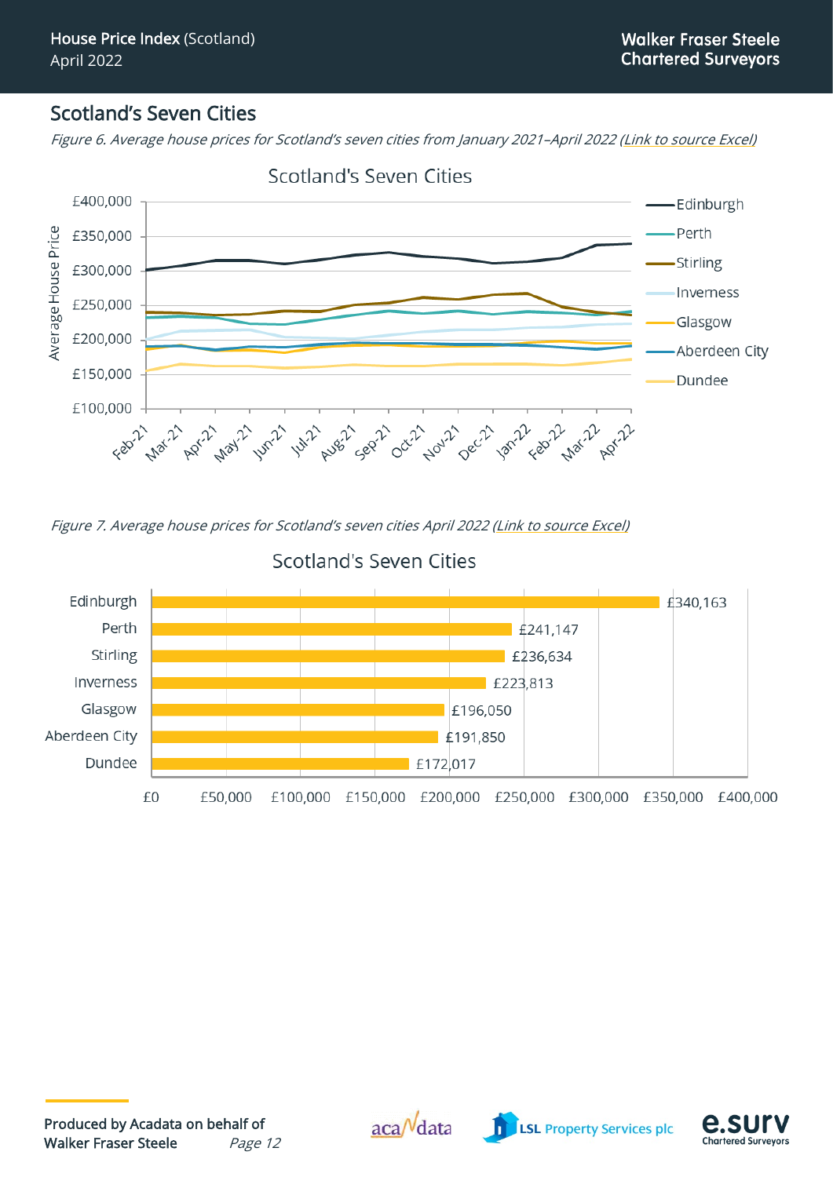## Scotland's Seven Cities

*Figure 6. Average house prices for Scotland's seven cities from January 2021–April 2022 (Link to source Excel)*

*Figure 7. Average house prices for Scotland's seven cities April 2022 (Link to source Excel)*

| City | Average House Price |
|---|---|
| Edinburgh | £340,163 |
| Perth | £241,147 |
| Stirling | £236,634 |
| Inverness | £223,813 |
| Glasgow | £196,050 |
| Aberdeen City | £191,850 |
| Dundee | £172,017 |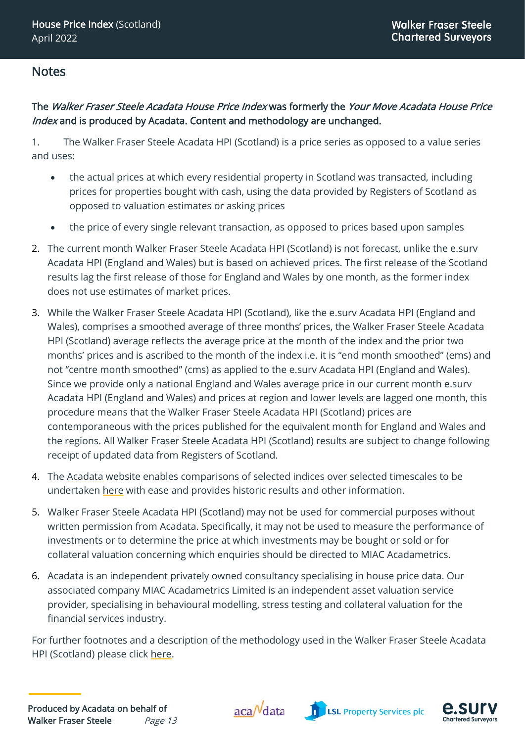## Notes

**The *Walker Fraser Steele Acadata House Price Index* was formerly the *Your Move Acadata House Price Index* and is produced by Acadata. Content and methodology are unchanged.**

1. The Walker Fraser Steele Acadata HPI (Scotland) is a price series as opposed to a value series and uses:
   - the actual prices at which every residential property in Scotland was transacted, including prices for properties bought with cash, using the data provided by Registers of Scotland as opposed to valuation estimates or asking prices
   - the price of every single relevant transaction, as opposed to prices based upon samples

2. The current month Walker Fraser Steele Acadata HPI (Scotland) is not forecast, unlike the e.surv Acadata HPI (England and Wales) but is based on achieved prices. The first release of the Scotland results lag the first release of those for England and Wales by one month, as the former index does not use estimates of market prices.

3. While the Walker Fraser Steele Acadata HPI (Scotland), like the e.surv Acadata HPI (England and Wales), comprises a smoothed average of three months' prices, the Walker Fraser Steele Acadata HPI (Scotland) average reflects the average price at the month of the index and the prior two months' prices and is ascribed to the month of the index i.e. it is "end month smoothed" (ems) and not "centre month smoothed" (cms) as applied to the e.surv Acadata HPI (England and Wales). Since we provide only a national England and Wales average price in our current month e.surv Acadata HPI (England and Wales) and prices at region and lower levels are lagged one month, this procedure means that the Walker Fraser Steele Acadata HPI (Scotland) prices are contemporaneous with the prices published for the equivalent month for England and Wales and the regions. All Walker Fraser Steele Acadata HPI (Scotland) results are subject to change following receipt of updated data from Registers of Scotland.

4. The Acadata website enables comparisons of selected indices over selected timescales to be undertaken here with ease and provides historic results and other information.

5. Walker Fraser Steele Acadata HPI (Scotland) may not be used for commercial purposes without written permission from Acadata. Specifically, it may not be used to measure the performance of investments or to determine the price at which investments may be bought or sold or for collateral valuation concerning which enquiries should be directed to MIAC Acadametrics.

6. Acadata is an independent privately owned consultancy specialising in house price data. Our associated company MIAC Acadametrics Limited is an independent asset valuation service provider, specialising in behavioural modelling, stress testing and collateral valuation for the financial services industry.

For further footnotes and a description of the methodology used in the Walker Fraser Steele Acadata HPI (Scotland) please click here.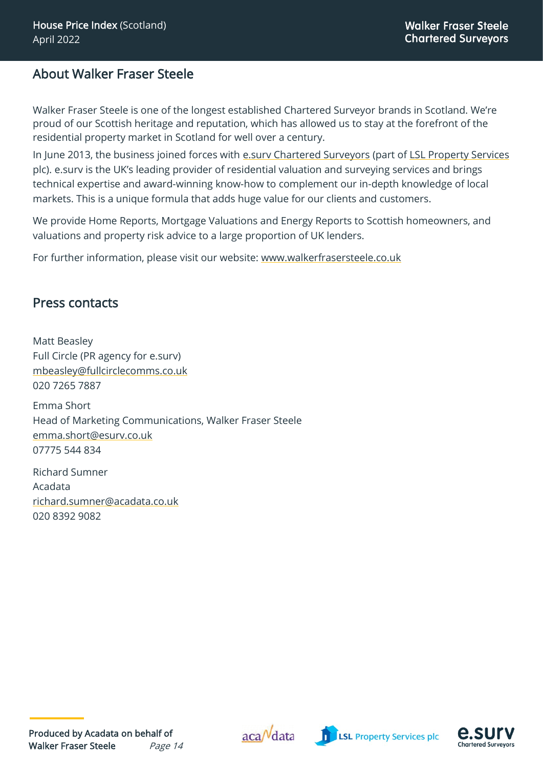## About Walker Fraser Steele

Walker Fraser Steele is one of the longest established Chartered Surveyor brands in Scotland. We're proud of our Scottish heritage and reputation, which has allowed us to stay at the forefront of the residential property market in Scotland for well over a century.

In June 2013, the business joined forces with e.surv Chartered Surveyors (part of LSL Property Services plc). e.surv is the UK's leading provider of residential valuation and surveying services and brings technical expertise and award-winning know-how to complement our in-depth knowledge of local markets. This is a unique formula that adds huge value for our clients and customers.

We provide Home Reports, Mortgage Valuations and Energy Reports to Scottish homeowners, and valuations and property risk advice to a large proportion of UK lenders.

For further information, please visit our website: www.walkerfrasersteele.co.uk

## Press contacts

Matt Beasley
Full Circle (PR agency for e.surv)
mbeasley@fullcirclecomms.co.uk
020 7265 7887

Emma Short
Head of Marketing Communications, Walker Fraser Steele
emma.short@esurv.co.uk
07775 544 834

Richard Sumner
Acadata
richard.sumner@acadata.co.uk
020 8392 9082